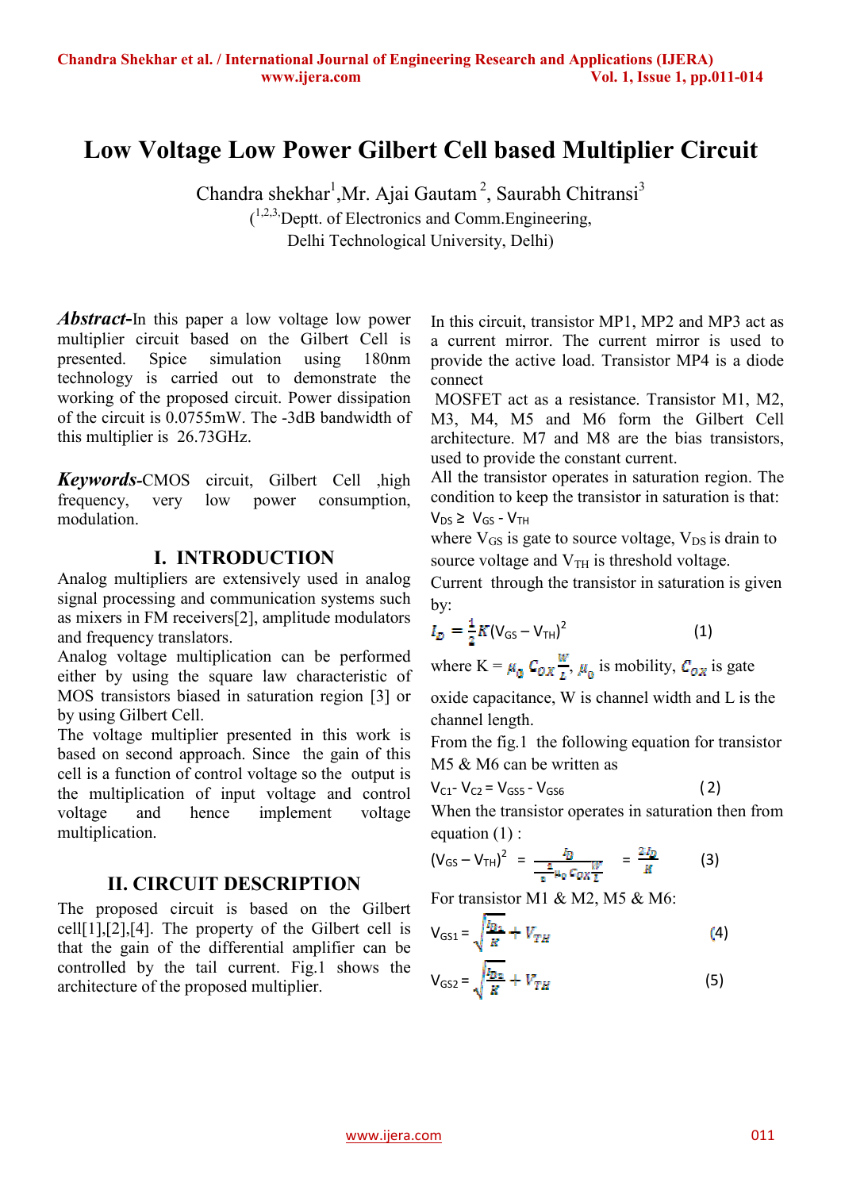# Low Voltage Low Power Gilbert Cell based Multiplier Circuit

Chandra shekhar[1],Mr. Ajai Gautam [2], Saurabh Chitransi[3]

([1,2,3]Deptt. of Electronics and Comm.Engineering,
Delhi Technological University, Delhi)

***Abstract*-**In this paper a low voltage low power multiplier circuit based on the Gilbert Cell is presented. Spice simulation using 180nm technology is carried out to demonstrate the working of the proposed circuit. Power dissipation of the circuit is 0.0755mW. The -3dB bandwidth of this multiplier is 26.73GHz.

***Keywords*-**CMOS circuit, Gilbert Cell ,high frequency, very low power consumption, modulation.

## I. INTRODUCTION

Analog multipliers are extensively used in analog signal processing and communication systems such as mixers in FM receivers[2], amplitude modulators and frequency translators.

Analog voltage multiplication can be performed either by using the square law characteristic of MOS transistors biased in saturation region [3] or by using Gilbert Cell.

The voltage multiplier presented in this work is based on second approach. Since the gain of this cell is a function of control voltage so the output is the multiplication of input voltage and control voltage and hence implement voltage multiplication.

## II. CIRCUIT DESCRIPTION

The proposed circuit is based on the Gilbert cell[1],[2],[4]. The property of the Gilbert cell is that the gain of the differential amplifier can be controlled by the tail current. Fig.1 shows the architecture of the proposed multiplier.

In this circuit, transistor MP1, MP2 and MP3 act as a current mirror. The current mirror is used to provide the active load. Transistor MP4 is a diode connect

MOSFET act as a resistance. Transistor M1, M2, M3, M4, M5 and M6 form the Gilbert Cell architecture. M7 and M8 are the bias transistors, used to provide the constant current.

All the transistor operates in saturation region. The condition to keep the transistor in saturation is that: $V_{DS} \geq V_{GS} - V_{TH}$

where $V_{GS}$ is gate to source voltage, $V_{DS}$ is drain to source voltage and $V_{TH}$ is threshold voltage.

Current through the transistor in saturation is given by:

$$I_D = \frac{1}{2} K (V_{GS} - V_{TH})^2 \qquad (1)$$

where $K = \mu_0 C_{OX} \frac{W}{L}$, $\mu_0$ is mobility, $C_{OX}$ is gate oxide capacitance, W is channel width and L is the channel length.

From the fig.1 the following equation for transistor M5 & M6 can be written as

$$V_{C1} - V_{C2} = V_{GS5} - V_{GS6} \qquad (2)$$

When the transistor operates in saturation then from equation (1) :

$$(V_{GS} - V_{TH})^2 = \frac{I_D}{\frac{1}{2}\mu_0 C_{OX} \frac{W}{L}} = \frac{2 I_D}{K} \qquad (3)$$

For transistor M1 & M2, M5 & M6:

$$V_{GS1} = \sqrt{\frac{I_{D1}}{K}} + V_{TH} \qquad (4)$$

$$V_{GS2} = \sqrt{\frac{I_{D2}}{K}} + V_{TH} \qquad (5)$$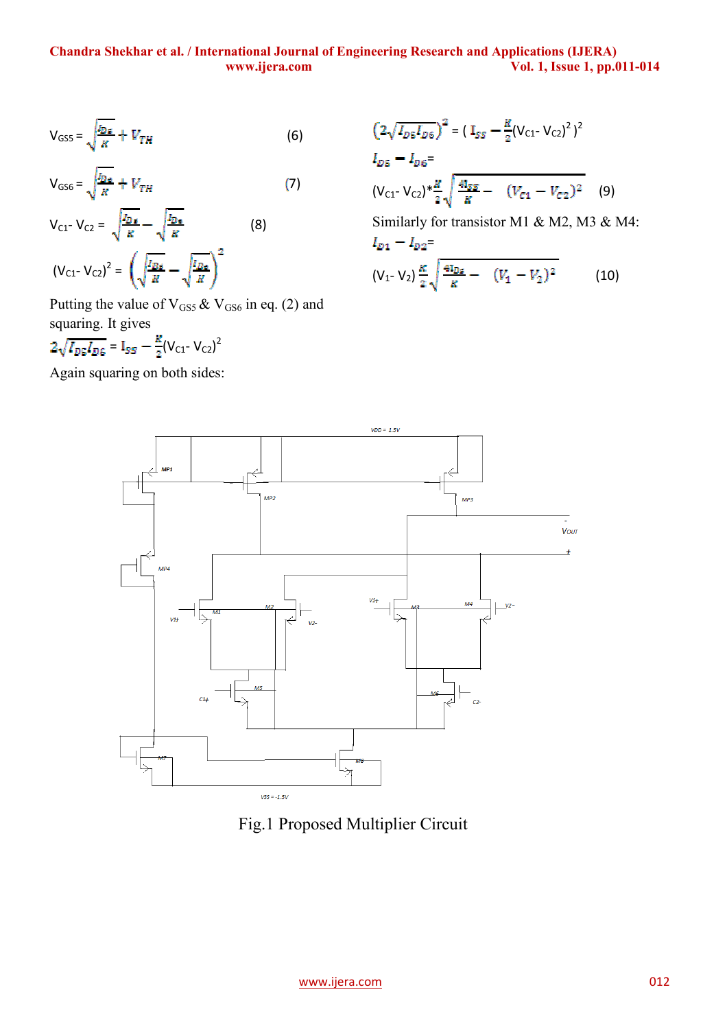$$V_{GS5} = \sqrt{\frac{I_{D5}}{K}} + V_{TH} \quad (6)$$

$$V_{GS6} = \sqrt{\frac{I_{D6}}{K}} + V_{TH} \quad (7)$$

$$V_{C1} - V_{C2} = \sqrt{\frac{I_{D5}}{K}} - \sqrt{\frac{I_{D6}}{K}} \quad (8)$$

$$(V_{C1} - V_{C2})^2 = \left(\sqrt{\frac{I_{D5}}{K}} - \sqrt{\frac{I_{D6}}{K}}\right)^2$$

Putting the value of $V_{GS5}$ & $V_{GS6}$ in eq. (2) and squaring. It gives

$$2\sqrt{I_{D5}I_{D6}} = I_{SS} - \frac{K}{2}(V_{C1} - V_{C2})^2$$

Again squaring on both sides:

$$\left(2\sqrt{I_{D5}I_{D6}}\right)^2 = \left( I_{SS} - \frac{K}{2}(V_{C1} - V_{C2})^2 \right)^2$$

$$I_{D5} - I_{D6} = (V_{C1} - V_{C2})*\frac{K}{2}\sqrt{\frac{4I_{SS}}{K} - (V_{C1} - V_{C2})^2} \quad (9)$$

Similarly for transistor M1 & M2, M3 & M4:

$$I_{D1} - I_{D2} = (V_1 - V_2)\frac{K}{2}\sqrt{\frac{4I_{D5}}{K} - (V_1 - V_2)^2} \quad (10)$$

Fig.1 Proposed Multiplier Circuit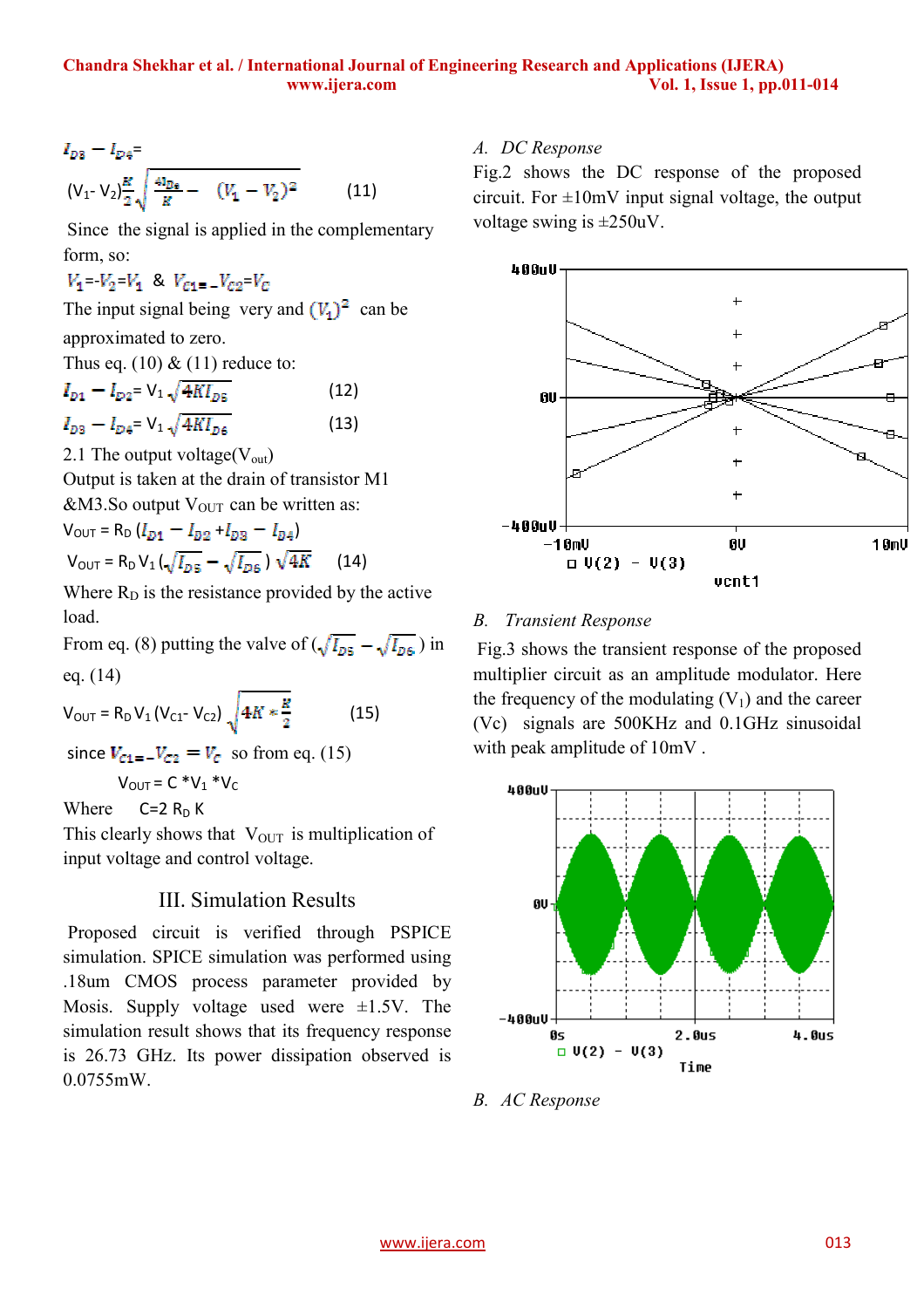$I_{D3} - I_{D4}$=

$$(V_1 - V_2)\frac{K}{2}\sqrt{\frac{4I_{D6}}{K} - (V_1 - V_2)^2} \qquad (11)$$

Since the signal is applied in the complementary form, so:

$V_1 = -V_2 = V_1$ & $V_{C1} = -V_{C2} = V_C$

The input signal being very and $(V_1)^2$ can be approximated to zero.

Thus eq. (10) & (11) reduce to:

$$I_{D1} - I_{D2} = V_1\sqrt{4KI_{D5}} \qquad (12)$$

$$I_{D3} - I_{D4} = V_1\sqrt{4KI_{D6}} \qquad (13)$$

2.1 The output voltage($V_{out}$)

Output is taken at the drain of transistor M1 &M3.So output $V_{OUT}$ can be written as:

$$V_{OUT} = R_D\,(I_{D1} - I_{D2} + I_{D3} - I_{D4})$$

$$V_{OUT} = R_D V_1 (\sqrt{I_{D5}} - \sqrt{I_{D6}})\sqrt{4K} \qquad (14)$$

Where $R_D$ is the resistance provided by the active load.

From eq. (8) putting the valve of $(\sqrt{I_{D5}} - \sqrt{I_{D6}})$ in eq. (14)

$$V_{OUT} = R_D V_1 (V_{C1} - V_{C2})\sqrt{4K * \frac{K}{2}} \qquad (15)$$

since $V_{C1} = -V_{C2} = V_C$ so from eq. (15)

$$V_{OUT} = C * V_1 * V_C$$

Where $C = 2 R_D K$

This clearly shows that $V_{OUT}$ is multiplication of input voltage and control voltage.

## III. Simulation Results

Proposed circuit is verified through PSPICE simulation. SPICE simulation was performed using .18um CMOS process parameter provided by Mosis. Supply voltage used were ±1.5V. The simulation result shows that its frequency response is 26.73 GHz. Its power dissipation observed is 0.0755mW.

### *A. DC Response*

Fig.2 shows the DC response of the proposed circuit. For ±10mV input signal voltage, the output voltage swing is ±250uV.

### *B. Transient Response*

Fig.3 shows the transient response of the proposed multiplier circuit as an amplitude modulator. Here the frequency of the modulating ($V_1$) and the career (Vc) signals are 500KHz and 0.1GHz sinusoidal with peak amplitude of 10mV .

### *B. AC Response*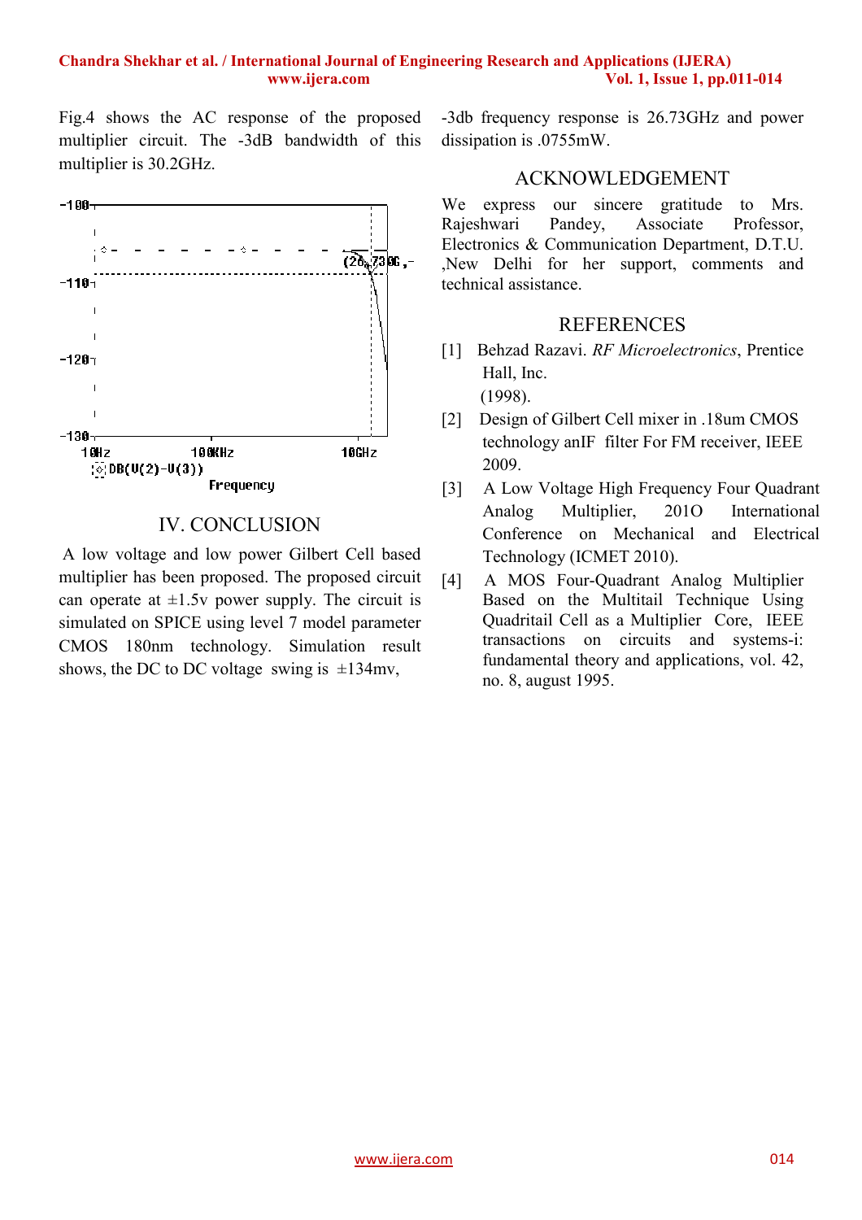Fig.4 shows the AC response of the proposed multiplier circuit. The -3dB bandwidth of this multiplier is 30.2GHz.

-100
-110
-120
-130
1.0Hz
100KHz
10GHz
(26.730G,-
DB(V(2)-V(3))
Frequency

## IV. CONCLUSION

A low voltage and low power Gilbert Cell based multiplier has been proposed. The proposed circuit can operate at ±1.5v power supply. The circuit is simulated on SPICE using level 7 model parameter CMOS 180nm technology. Simulation result shows, the DC to DC voltage swing is ±134mv, -3db frequency response is 26.73GHz and power dissipation is .0755mW.

## ACKNOWLEDGEMENT

We express our sincere gratitude to Mrs. Rajeshwari Pandey, Associate Professor, Electronics & Communication Department, D.T.U. ,New Delhi for her support, comments and technical assistance.

## REFERENCES

[1] Behzad Razavi. *RF Microelectronics*, Prentice Hall, Inc. (1998).

[2] Design of Gilbert Cell mixer in .18um CMOS technology anIF filter For FM receiver, IEEE 2009.

[3] A Low Voltage High Frequency Four Quadrant Analog Multiplier, 201O International Conference on Mechanical and Electrical Technology (ICMET 2010).

[4] A MOS Four-Quadrant Analog Multiplier Based on the Multitail Technique Using Quadritail Cell as a Multiplier Core, IEEE transactions on circuits and systems-i: fundamental theory and applications, vol. 42, no. 8, august 1995.